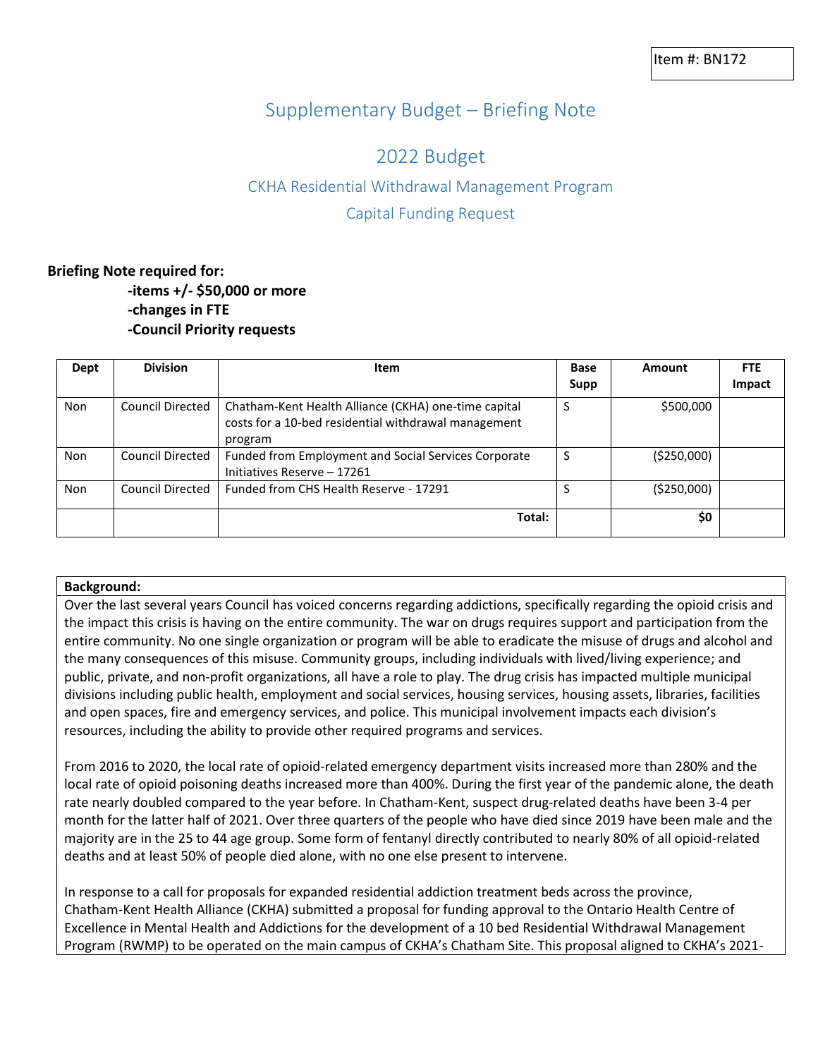Item #: BN172

# Supplementary Budget – Briefing Note

## 2022 Budget

### CKHA Residential Withdrawal Management Program

### Capital Funding Request

**Briefing Note required for:**

- **-items +/- $50,000 or more**
- **-changes in FTE**
- **-Council Priority requests**

| Dept | Division | Item | Base Supp | Amount | FTE Impact |
|---|---|---|---|---|---|
| Non | Council Directed | Chatham-Kent Health Alliance (CKHA) one-time capital costs for a 10-bed residential withdrawal management program | S | $500,000 | |
| Non | Council Directed | Funded from Employment and Social Services Corporate Initiatives Reserve – 17261 | S | ($250,000) | |
| Non | Council Directed | Funded from CHS Health Reserve - 17291 | S | ($250,000) | |
| | | **Total:** | | **$0** | |

**Background:**

Over the last several years Council has voiced concerns regarding addictions, specifically regarding the opioid crisis and the impact this crisis is having on the entire community. The war on drugs requires support and participation from the entire community. No one single organization or program will be able to eradicate the misuse of drugs and alcohol and the many consequences of this misuse. Community groups, including individuals with lived/living experience; and public, private, and non-profit organizations, all have a role to play. The drug crisis has impacted multiple municipal divisions including public health, employment and social services, housing services, housing assets, libraries, facilities and open spaces, fire and emergency services, and police. This municipal involvement impacts each division's resources, including the ability to provide other required programs and services.

From 2016 to 2020, the local rate of opioid-related emergency department visits increased more than 280% and the local rate of opioid poisoning deaths increased more than 400%. During the first year of the pandemic alone, the death rate nearly doubled compared to the year before. In Chatham-Kent, suspect drug-related deaths have been 3-4 per month for the latter half of 2021. Over three quarters of the people who have died since 2019 have been male and the majority are in the 25 to 44 age group. Some form of fentanyl directly contributed to nearly 80% of all opioid-related deaths and at least 50% of people died alone, with no one else present to intervene.

In response to a call for proposals for expanded residential addiction treatment beds across the province, Chatham-Kent Health Alliance (CKHA) submitted a proposal for funding approval to the Ontario Health Centre of Excellence in Mental Health and Addictions for the development of a 10 bed Residential Withdrawal Management Program (RWMP) to be operated on the main campus of CKHA's Chatham Site. This proposal aligned to CKHA's 2021-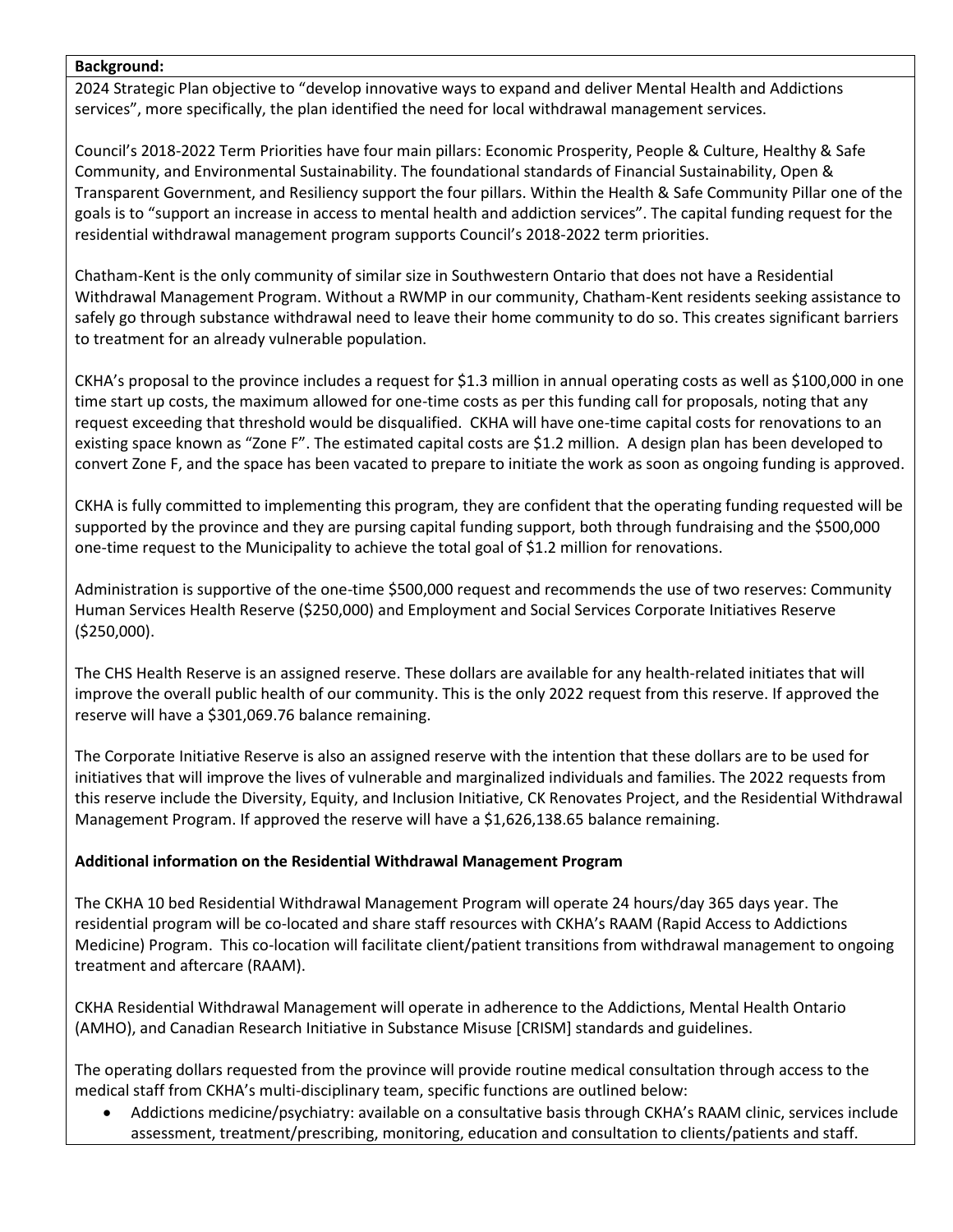**Background:**

2024 Strategic Plan objective to "develop innovative ways to expand and deliver Mental Health and Addictions services", more specifically, the plan identified the need for local withdrawal management services.

Council's 2018-2022 Term Priorities have four main pillars: Economic Prosperity, People & Culture, Healthy & Safe Community, and Environmental Sustainability. The foundational standards of Financial Sustainability, Open & Transparent Government, and Resiliency support the four pillars. Within the Health & Safe Community Pillar one of the goals is to "support an increase in access to mental health and addiction services". The capital funding request for the residential withdrawal management program supports Council's 2018-2022 term priorities.

Chatham-Kent is the only community of similar size in Southwestern Ontario that does not have a Residential Withdrawal Management Program. Without a RWMP in our community, Chatham-Kent residents seeking assistance to safely go through substance withdrawal need to leave their home community to do so. This creates significant barriers to treatment for an already vulnerable population.

CKHA's proposal to the province includes a request for $1.3 million in annual operating costs as well as $100,000 in one time start up costs, the maximum allowed for one-time costs as per this funding call for proposals, noting that any request exceeding that threshold would be disqualified. CKHA will have one-time capital costs for renovations to an existing space known as "Zone F". The estimated capital costs are $1.2 million. A design plan has been developed to convert Zone F, and the space has been vacated to prepare to initiate the work as soon as ongoing funding is approved.

CKHA is fully committed to implementing this program, they are confident that the operating funding requested will be supported by the province and they are pursing capital funding support, both through fundraising and the $500,000 one-time request to the Municipality to achieve the total goal of $1.2 million for renovations.

Administration is supportive of the one-time $500,000 request and recommends the use of two reserves: Community Human Services Health Reserve ($250,000) and Employment and Social Services Corporate Initiatives Reserve ($250,000).

The CHS Health Reserve is an assigned reserve. These dollars are available for any health-related initiates that will improve the overall public health of our community. This is the only 2022 request from this reserve. If approved the reserve will have a $301,069.76 balance remaining.

The Corporate Initiative Reserve is also an assigned reserve with the intention that these dollars are to be used for initiatives that will improve the lives of vulnerable and marginalized individuals and families. The 2022 requests from this reserve include the Diversity, Equity, and Inclusion Initiative, CK Renovates Project, and the Residential Withdrawal Management Program. If approved the reserve will have a $1,626,138.65 balance remaining.

**Additional information on the Residential Withdrawal Management Program**

The CKHA 10 bed Residential Withdrawal Management Program will operate 24 hours/day 365 days year. The residential program will be co-located and share staff resources with CKHA's RAAM (Rapid Access to Addictions Medicine) Program. This co-location will facilitate client/patient transitions from withdrawal management to ongoing treatment and aftercare (RAAM).

CKHA Residential Withdrawal Management will operate in adherence to the Addictions, Mental Health Ontario (AMHO), and Canadian Research Initiative in Substance Misuse [CRISM] standards and guidelines.

The operating dollars requested from the province will provide routine medical consultation through access to the medical staff from CKHA's multi-disciplinary team, specific functions are outlined below:

- Addictions medicine/psychiatry: available on a consultative basis through CKHA's RAAM clinic, services include assessment, treatment/prescribing, monitoring, education and consultation to clients/patients and staff.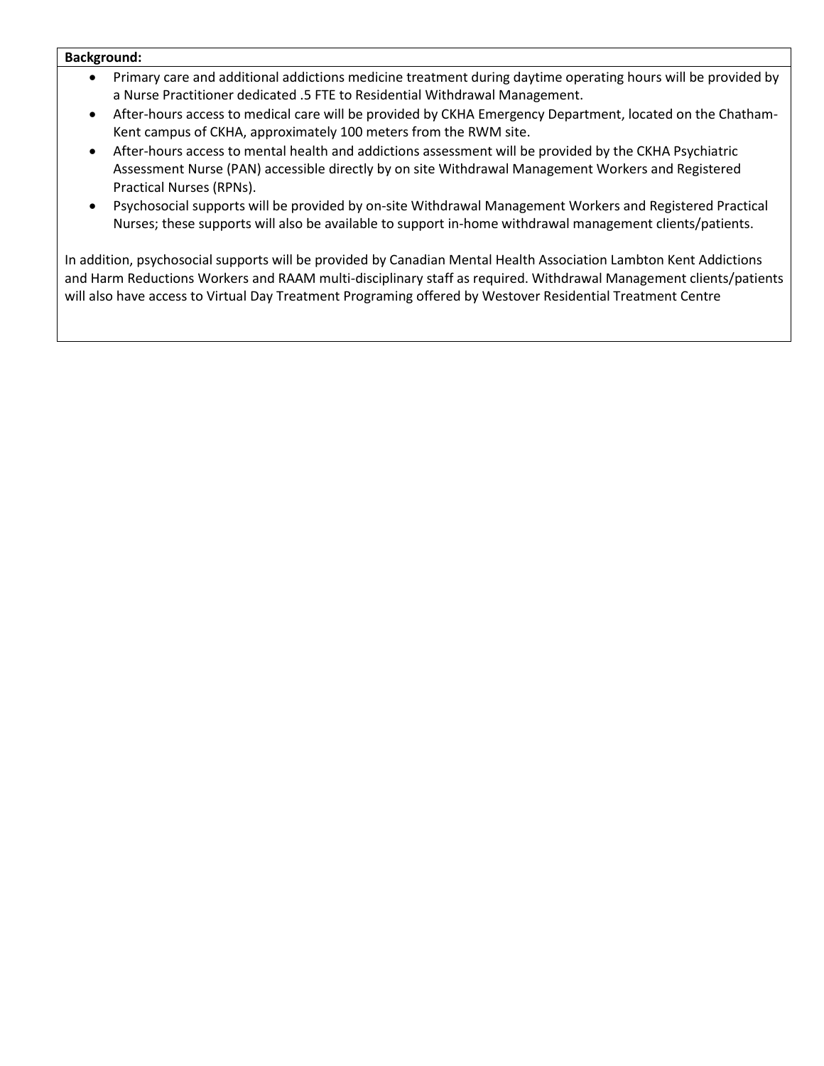**Background:**

- Primary care and additional addictions medicine treatment during daytime operating hours will be provided by a Nurse Practitioner dedicated .5 FTE to Residential Withdrawal Management.
- After-hours access to medical care will be provided by CKHA Emergency Department, located on the Chatham-Kent campus of CKHA, approximately 100 meters from the RWM site.
- After-hours access to mental health and addictions assessment will be provided by the CKHA Psychiatric Assessment Nurse (PAN) accessible directly by on site Withdrawal Management Workers and Registered Practical Nurses (RPNs).
- Psychosocial supports will be provided by on-site Withdrawal Management Workers and Registered Practical Nurses; these supports will also be available to support in-home withdrawal management clients/patients.

In addition, psychosocial supports will be provided by Canadian Mental Health Association Lambton Kent Addictions and Harm Reductions Workers and RAAM multi-disciplinary staff as required. Withdrawal Management clients/patients will also have access to Virtual Day Treatment Programing offered by Westover Residential Treatment Centre